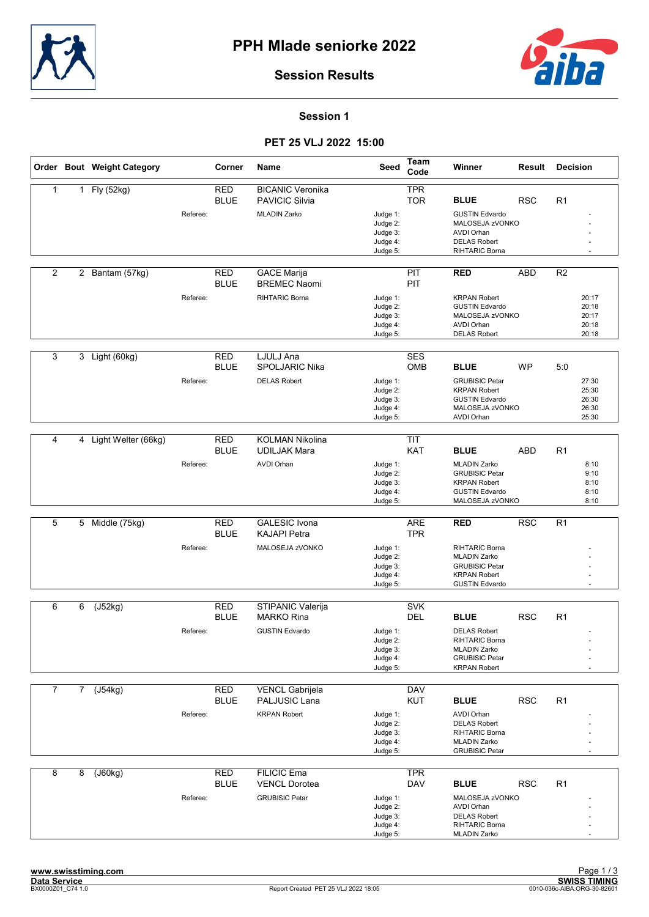# PPH Mlade seniorke 2022

## Session Results

### Session 1

### PET 25 VLJ 2022 15:00

| Order | Bout | Weight Category | Corner | Name | Seed | Team Code | Winner | Result | Decision |
|---|---|---|---|---|---|---|---|---|---|
| 1 | 1 | Fly (52kg) | RED | BICANIC Veronika | | TPR | | | |
| | | | BLUE | PAVICIC Silvia | | TOR | **BLUE** | RSC | R1 |
| | | | Referee: | MLADIN Zarko | Judge 1: | | GUSTIN Edvardo | | - |
| | | | | | Judge 2: | | MALOSEJA zVONKO | | - |
| | | | | | Judge 3: | | AVDI Orhan | | - |
| | | | | | Judge 4: | | DELAS Robert | | - |
| | | | | | Judge 5: | | RIHTARIC Borna | | - |
| 2 | 2 | Bantam (57kg) | RED | GACE Marija | | PIT | **RED** | ABD | R2 |
| | | | BLUE | BREMEC Naomi | | PIT | | | |
| | | | Referee: | RIHTARIC Borna | Judge 1: | | KRPAN Robert | | 20:17 |
| | | | | | Judge 2: | | GUSTIN Edvardo | | 20:18 |
| | | | | | Judge 3: | | MALOSEJA zVONKO | | 20:17 |
| | | | | | Judge 4: | | AVDI Orhan | | 20:18 |
| | | | | | Judge 5: | | DELAS Robert | | 20:18 |
| 3 | 3 | Light (60kg) | RED | LJULJ Ana | | SES | | | |
| | | | BLUE | SPOLJARIC Nika | | OMB | **BLUE** | WP | 5:0 |
| | | | Referee: | DELAS Robert | Judge 1: | | GRUBISIC Petar | | 27:30 |
| | | | | | Judge 2: | | KRPAN Robert | | 25:30 |
| | | | | | Judge 3: | | GUSTIN Edvardo | | 26:30 |
| | | | | | Judge 4: | | MALOSEJA zVONKO | | 26:30 |
| | | | | | Judge 5: | | AVDI Orhan | | 25:30 |
| 4 | 4 | Light Welter (66kg) | RED | KOLMAN Nikolina | | TIT | | | |
| | | | BLUE | UDILJAK Mara | | KAT | **BLUE** | ABD | R1 |
| | | | Referee: | AVDI Orhan | Judge 1: | | MLADIN Zarko | | 8:10 |
| | | | | | Judge 2: | | GRUBISIC Petar | | 9:10 |
| | | | | | Judge 3: | | KRPAN Robert | | 8:10 |
| | | | | | Judge 4: | | GUSTIN Edvardo | | 8:10 |
| | | | | | Judge 5: | | MALOSEJA zVONKO | | 8:10 |
| 5 | 5 | Middle (75kg) | RED | GALESIC Ivona | | ARE | **RED** | RSC | R1 |
| | | | BLUE | KAJAPI Petra | | TPR | | | |
| | | | Referee: | MALOSEJA zVONKO | Judge 1: | | RIHTARIC Borna | | - |
| | | | | | Judge 2: | | MLADIN Zarko | | - |
| | | | | | Judge 3: | | GRUBISIC Petar | | - |
| | | | | | Judge 4: | | KRPAN Robert | | - |
| | | | | | Judge 5: | | GUSTIN Edvardo | | - |
| 6 | 6 | (J52kg) | RED | STIPANIC Valerija | | SVK | | | |
| | | | BLUE | MARKO Rina | | DEL | **BLUE** | RSC | R1 |
| | | | Referee: | GUSTIN Edvardo | Judge 1: | | DELAS Robert | | - |
| | | | | | Judge 2: | | RIHTARIC Borna | | - |
| | | | | | Judge 3: | | MLADIN Zarko | | - |
| | | | | | Judge 4: | | GRUBISIC Petar | | - |
| | | | | | Judge 5: | | KRPAN Robert | | - |
| 7 | 7 | (J54kg) | RED | VENCL Gabrijela | | DAV | | | |
| | | | BLUE | PALJUSIC Lana | | KUT | **BLUE** | RSC | R1 |
| | | | Referee: | KRPAN Robert | Judge 1: | | AVDI Orhan | | - |
| | | | | | Judge 2: | | DELAS Robert | | - |
| | | | | | Judge 3: | | RIHTARIC Borna | | - |
| | | | | | Judge 4: | | MLADIN Zarko | | - |
| | | | | | Judge 5: | | GRUBISIC Petar | | - |
| 8 | 8 | (J60kg) | RED | FILICIC Ema | | TPR | | | |
| | | | BLUE | VENCL Dorotea | | DAV | **BLUE** | RSC | R1 |
| | | | Referee: | GRUBISIC Petar | Judge 1: | | MALOSEJA zVONKO | | - |
| | | | | | Judge 2: | | AVDI Orhan | | - |
| | | | | | Judge 3: | | DELAS Robert | | - |
| | | | | | Judge 4: | | RIHTARIC Borna | | - |
| | | | | | Judge 5: | | MLADIN Zarko | | - |

www.swisstiming.com
Data Service
BX0000Z01_C74 1.0

Report Created PET 25 VLJ 2022 18:05

SWISS TIMING
0010-036c-AIBA.ORG-30-82601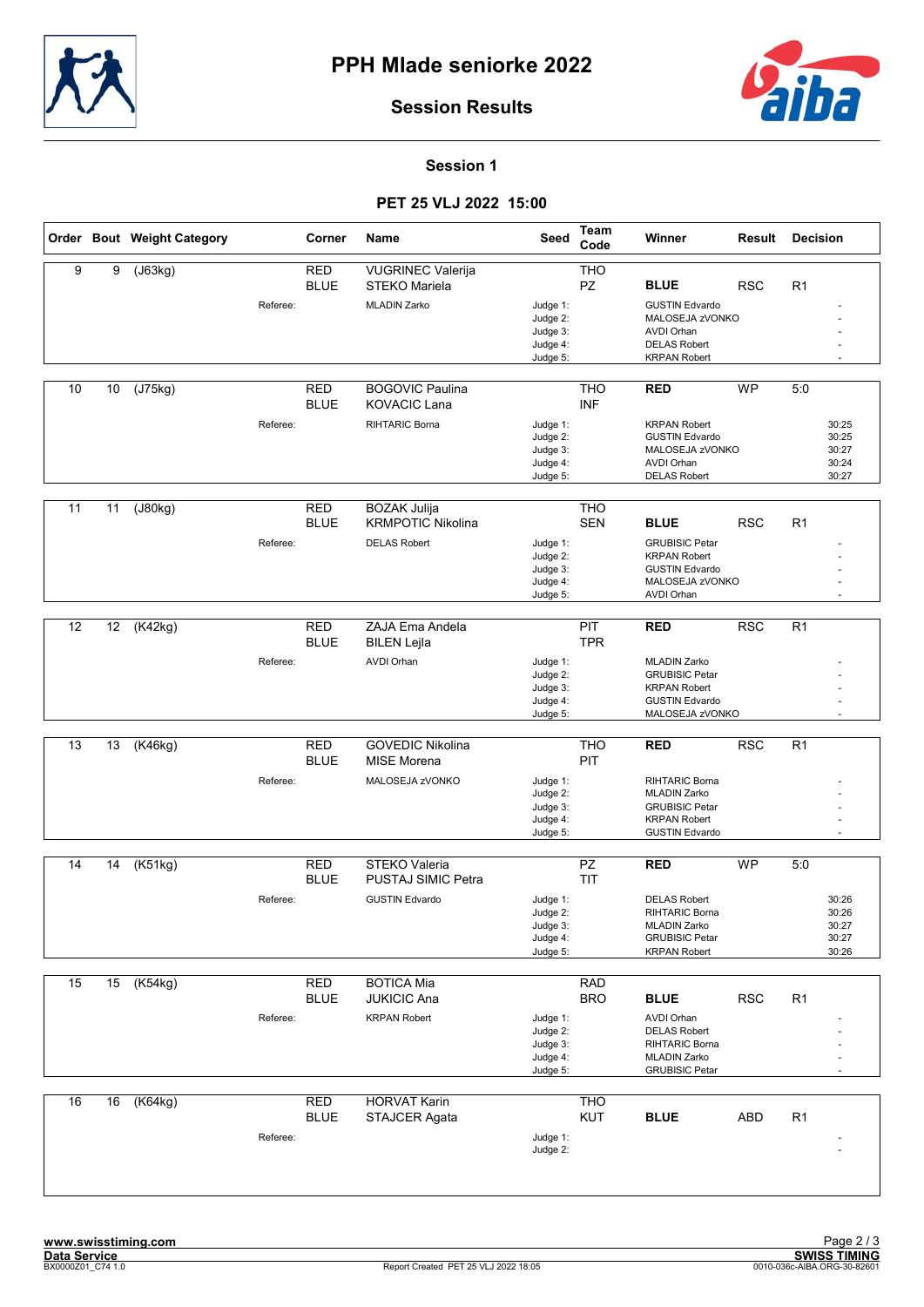# PPH Mlade seniorke 2022

## Session Results

### Session 1

### PET 25 VLJ 2022 15:00

| Order | Bout | Weight Category | Corner | Name | Seed | Team Code | Winner | Result | Decision |
|---|---|---|---|---|---|---|---|---|---|
| 9 | 9 | (J63kg) | RED | VUGRINEC Valerija | | THO | | | |
| | | | BLUE | STEKO Mariela | | PZ | BLUE | RSC | R1 |
| | | Referee: | | MLADIN Zarko | Judge 1: | | GUSTIN Edvardo | | - |
| | | | | | Judge 2: | | MALOSEJA zVONKO | | - |
| | | | | | Judge 3: | | AVDI Orhan | | - |
| | | | | | Judge 4: | | DELAS Robert | | - |
| | | | | | Judge 5: | | KRPAN Robert | | - |
| 10 | 10 | (J75kg) | RED | BOGOVIC Paulina | | THO | RED | WP | 5:0 |
| | | | BLUE | KOVACIC Lana | | INF | | | |
| | | Referee: | | RIHTARIC Borna | Judge 1: | | KRPAN Robert | | 30:25 |
| | | | | | Judge 2: | | GUSTIN Edvardo | | 30:25 |
| | | | | | Judge 3: | | MALOSEJA zVONKO | | 30:27 |
| | | | | | Judge 4: | | AVDI Orhan | | 30:24 |
| | | | | | Judge 5: | | DELAS Robert | | 30:27 |
| 11 | 11 | (J80kg) | RED | BOZAK Julija | | THO | | | |
| | | | BLUE | KRMPOTIC Nikolina | | SEN | BLUE | RSC | R1 |
| | | Referee: | | DELAS Robert | Judge 1: | | GRUBISIC Petar | | - |
| | | | | | Judge 2: | | KRPAN Robert | | - |
| | | | | | Judge 3: | | GUSTIN Edvardo | | - |
| | | | | | Judge 4: | | MALOSEJA zVONKO | | - |
| | | | | | Judge 5: | | AVDI Orhan | | - |
| 12 | 12 | (K42kg) | RED | ZAJA Ema Andela | | PIT | RED | RSC | R1 |
| | | | BLUE | BILEN Lejla | | TPR | | | |
| | | Referee: | | AVDI Orhan | Judge 1: | | MLADIN Zarko | | - |
| | | | | | Judge 2: | | GRUBISIC Petar | | - |
| | | | | | Judge 3: | | KRPAN Robert | | - |
| | | | | | Judge 4: | | GUSTIN Edvardo | | - |
| | | | | | Judge 5: | | MALOSEJA zVONKO | | - |
| 13 | 13 | (K46kg) | RED | GOVEDIC Nikolina | | THO | RED | RSC | R1 |
| | | | BLUE | MISE Morena | | PIT | | | |
| | | Referee: | | MALOSEJA zVONKO | Judge 1: | | RIHTARIC Borna | | - |
| | | | | | Judge 2: | | MLADIN Zarko | | - |
| | | | | | Judge 3: | | GRUBISIC Petar | | - |
| | | | | | Judge 4: | | KRPAN Robert | | - |
| | | | | | Judge 5: | | GUSTIN Edvardo | | - |
| 14 | 14 | (K51kg) | RED | STEKO Valeria | | PZ | RED | WP | 5:0 |
| | | | BLUE | PUSTAJ SIMIC Petra | | TIT | | | |
| | | Referee: | | GUSTIN Edvardo | Judge 1: | | DELAS Robert | | 30:26 |
| | | | | | Judge 2: | | RIHTARIC Borna | | 30:26 |
| | | | | | Judge 3: | | MLADIN Zarko | | 30:27 |
| | | | | | Judge 4: | | GRUBISIC Petar | | 30:27 |
| | | | | | Judge 5: | | KRPAN Robert | | 30:26 |
| 15 | 15 | (K54kg) | RED | BOTICA Mia | | RAD | | | |
| | | | BLUE | JUKICIC Ana | | BRO | BLUE | RSC | R1 |
| | | Referee: | | KRPAN Robert | Judge 1: | | AVDI Orhan | | - |
| | | | | | Judge 2: | | DELAS Robert | | - |
| | | | | | Judge 3: | | RIHTARIC Borna | | - |
| | | | | | Judge 4: | | MLADIN Zarko | | - |
| | | | | | Judge 5: | | GRUBISIC Petar | | - |
| 16 | 16 | (K64kg) | RED | HORVAT Karin | | THO | | | |
| | | | BLUE | STAJCER Agata | | KUT | BLUE | ABD | R1 |
| | | Referee: | | | Judge 1: | | | | - |
| | | | | | Judge 2: | | | | - |

www.swisstiming.com
Data Service
BX0000Z01_C74 1.0

Report Created PET 25 VLJ 2022 18:05

SWISS TIMING
0010-036c-AIBA.ORG-30-82601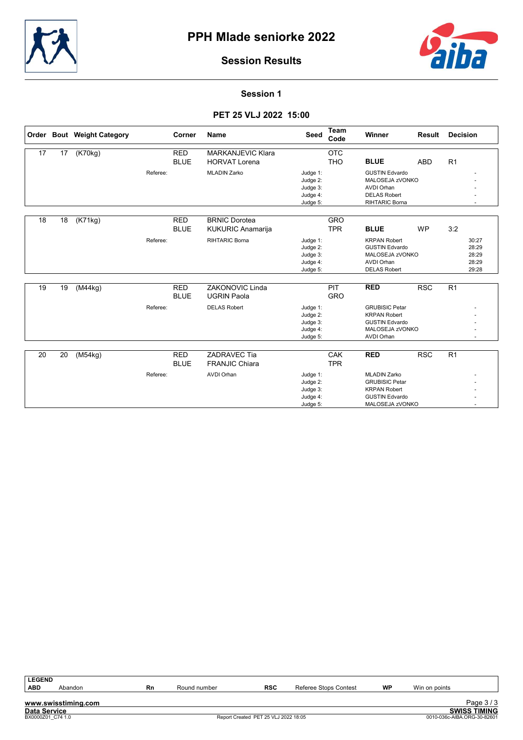# PPH Mlade seniorke 2022

## Session Results

### Session 1

### PET 25 VLJ 2022 15:00

| Order | Bout | Weight Category | Corner | Name | Seed | Team Code | Winner | Result | Decision |
|---|---|---|---|---|---|---|---|---|---|
| 17 | 17 | (K70kg) | RED | MARKANJEVIC Klara | | OTC | | | |
| | | | BLUE | HORVAT Lorena | | THO | **BLUE** | ABD | R1 |
| | | Referee: | | MLADIN Zarko | Judge 1: | | GUSTIN Edvardo | | - |
| | | | | | Judge 2: | | MALOSEJA zVONKO | | - |
| | | | | | Judge 3: | | AVDI Orhan | | - |
| | | | | | Judge 4: | | DELAS Robert | | - |
| | | | | | Judge 5: | | RIHTARIC Borna | | - |
| 18 | 18 | (K71kg) | RED | BRNIC Dorotea | | GRO | | | |
| | | | BLUE | KUKURIC Anamarija | | TPR | **BLUE** | WP | 3:2 |
| | | Referee: | | RIHTARIC Borna | Judge 1: | | KRPAN Robert | | 30:27 |
| | | | | | Judge 2: | | GUSTIN Edvardo | | 28:29 |
| | | | | | Judge 3: | | MALOSEJA zVONKO | | 28:29 |
| | | | | | Judge 4: | | AVDI Orhan | | 28:29 |
| | | | | | Judge 5: | | DELAS Robert | | 29:28 |
| 19 | 19 | (M44kg) | RED | ZAKONOVIC Linda | | PIT | **RED** | RSC | R1 |
| | | | BLUE | UGRIN Paola | | GRO | | | |
| | | Referee: | | DELAS Robert | Judge 1: | | GRUBISIC Petar | | - |
| | | | | | Judge 2: | | KRPAN Robert | | - |
| | | | | | Judge 3: | | GUSTIN Edvardo | | - |
| | | | | | Judge 4: | | MALOSEJA zVONKO | | - |
| | | | | | Judge 5: | | AVDI Orhan | | - |
| 20 | 20 | (M54kg) | RED | ZADRAVEC Tia | | CAK | **RED** | RSC | R1 |
| | | | BLUE | FRANJIC Chiara | | TPR | | | |
| | | Referee: | | AVDI Orhan | Judge 1: | | MLADIN Zarko | | - |
| | | | | | Judge 2: | | GRUBISIC Petar | | - |
| | | | | | Judge 3: | | KRPAN Robert | | - |
| | | | | | Judge 4: | | GUSTIN Edvardo | | - |
| | | | | | Judge 5: | | MALOSEJA zVONKO | | - |

**LEGEND**

| ABD | Abandon | Rn | Round number | RSC | Referee Stops Contest | WP | Win on points |
|---|---|---|---|---|---|---|---|

www.swisstiming.com
Data Service
BX0000Z01_C74 1.0

Report Created PET 25 VLJ 2022 18:05

SWISS TIMING
0010-036c-AIBA.ORG-30-82601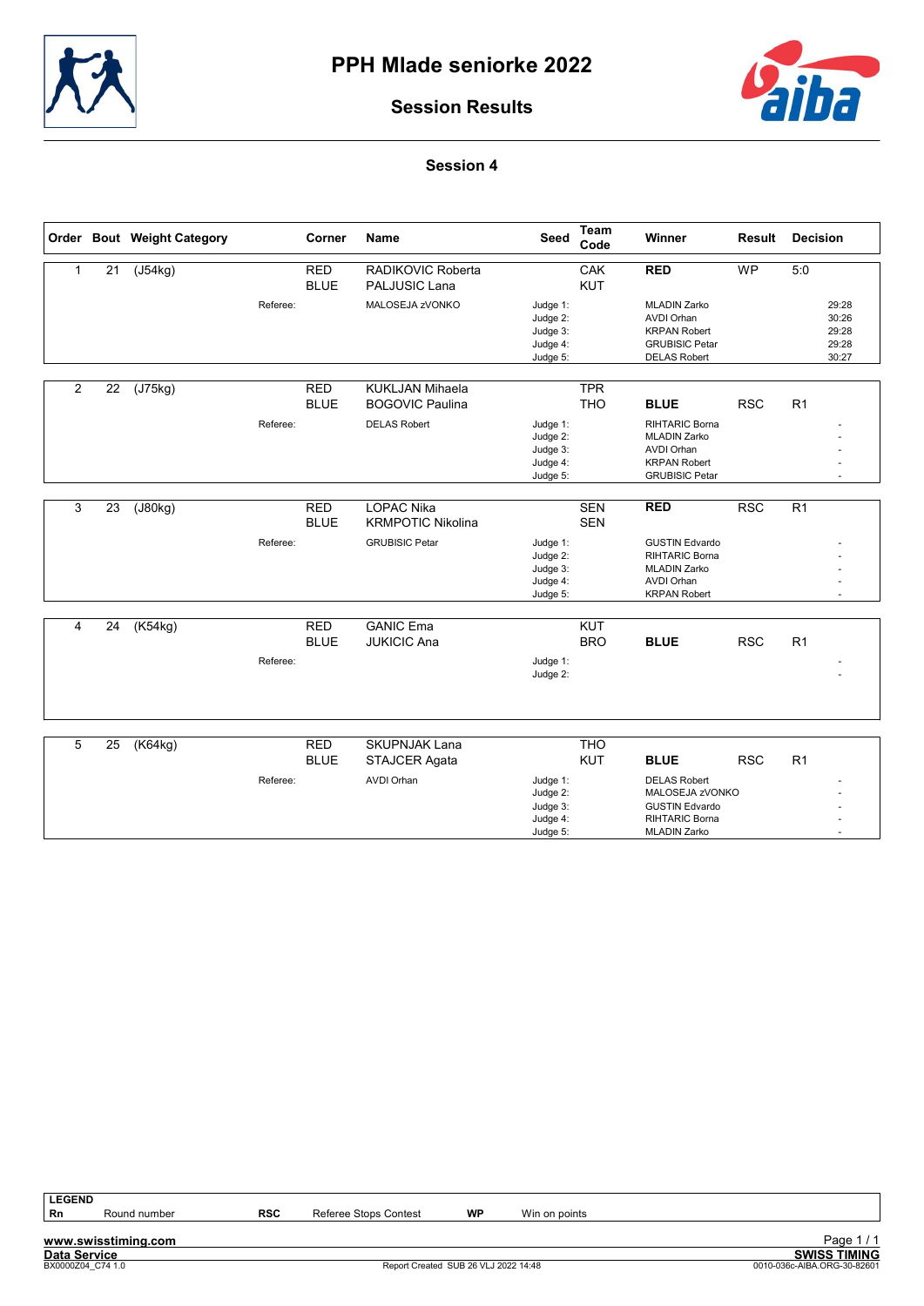# PPH Mlade seniorke 2022

## Session Results

### Session 4

| Order | Bout | Weight Category | Corner | Name | Seed | Team Code | Winner | Result | Decision |
|---|---|---|---|---|---|---|---|---|---|
| 1 | 21 | (J54kg) | RED | RADIKOVIC Roberta | | CAK | **RED** | WP | 5:0 |
| | | | BLUE | PALJUSIC Lana | | KUT | | | |
| | | Referee: | | MALOSEJA zVONKO | Judge 1: | | MLADIN Zarko | | 29:28 |
| | | | | | Judge 2: | | AVDI Orhan | | 30:26 |
| | | | | | Judge 3: | | KRPAN Robert | | 29:28 |
| | | | | | Judge 4: | | GRUBISIC Petar | | 29:28 |
| | | | | | Judge 5: | | DELAS Robert | | 30:27 |
| 2 | 22 | (J75kg) | RED | KUKLJAN Mihaela | | TPR | | | |
| | | | BLUE | BOGOVIC Paulina | | THO | **BLUE** | RSC | R1 |
| | | Referee: | | DELAS Robert | Judge 1: | | RIHTARIC Borna | | - |
| | | | | | Judge 2: | | MLADIN Zarko | | - |
| | | | | | Judge 3: | | AVDI Orhan | | - |
| | | | | | Judge 4: | | KRPAN Robert | | - |
| | | | | | Judge 5: | | GRUBISIC Petar | | - |
| 3 | 23 | (J80kg) | RED | LOPAC Nika | | SEN | **RED** | RSC | R1 |
| | | | BLUE | KRMPOTIC Nikolina | | SEN | | | |
| | | Referee: | | GRUBISIC Petar | Judge 1: | | GUSTIN Edvardo | | - |
| | | | | | Judge 2: | | RIHTARIC Borna | | - |
| | | | | | Judge 3: | | MLADIN Zarko | | - |
| | | | | | Judge 4: | | AVDI Orhan | | - |
| | | | | | Judge 5: | | KRPAN Robert | | - |
| 4 | 24 | (K54kg) | RED | GANIC Ema | | KUT | | | |
| | | | BLUE | JUKICIC Ana | | BRO | **BLUE** | RSC | R1 |
| | | Referee: | | | Judge 1: | | | | - |
| | | | | | Judge 2: | | | | - |
| 5 | 25 | (K64kg) | RED | SKUPNJAK Lana | | THO | | | |
| | | | BLUE | STAJCER Agata | | KUT | **BLUE** | RSC | R1 |
| | | Referee: | | AVDI Orhan | Judge 1: | | DELAS Robert | | - |
| | | | | | Judge 2: | | MALOSEJA zVONKO | | - |
| | | | | | Judge 3: | | GUSTIN Edvardo | | - |
| | | | | | Judge 4: | | RIHTARIC Borna | | - |
| | | | | | Judge 5: | | MLADIN Zarko | | - |

**LEGEND**

| | | | | | |
|---|---|---|---|---|---|
| **Rn** | Round number | **RSC** | Referee Stops Contest | **WP** | Win on points |

www.swisstiming.com
Data Service
BX0000Z04_C74 1.0
Report Created SUB 26 VLJ 2022 14:48
SWISS TIMING
0010-036c-AIBA.ORG-30-82601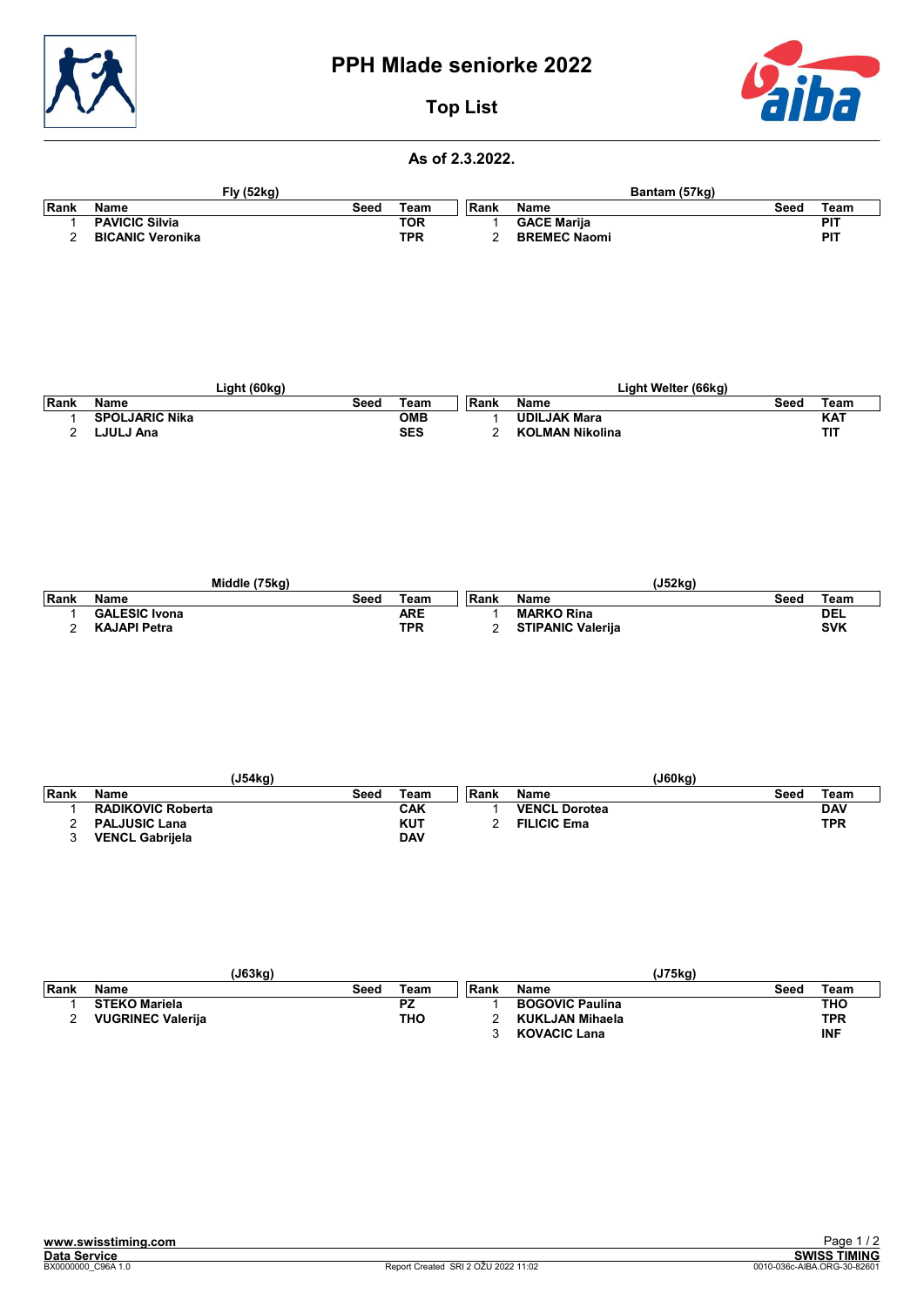# PPH Mlade seniorke 2022

## Top List

### As of 2.3.2022.

| Fly (52kg) | | | |
|---|---|---|---|
| Rank | Name | Seed | Team |
| 1 | PAVICIC Silvia | | TOR |
| 2 | BICANIC Veronika | | TPR |

| Bantam (57kg) | | | |
|---|---|---|---|
| Rank | Name | Seed | Team |
| 1 | GACE Marija | | PIT |
| 2 | BREMEC Naomi | | PIT |

| Light (60kg) | | | |
|---|---|---|---|
| Rank | Name | Seed | Team |
| 1 | SPOLJARIC Nika | | OMB |
| 2 | LJULJ Ana | | SES |

| Light Welter (66kg) | | | |
|---|---|---|---|
| Rank | Name | Seed | Team |
| 1 | UDILJAK Mara | | KAT |
| 2 | KOLMAN Nikolina | | TIT |

| Middle (75kg) | | | |
|---|---|---|---|
| Rank | Name | Seed | Team |
| 1 | GALESIC Ivona | | ARE |
| 2 | KAJAPI Petra | | TPR |

| (J52kg) | | | |
|---|---|---|---|
| Rank | Name | Seed | Team |
| 1 | MARKO Rina | | DEL |
| 2 | STIPANIC Valerija | | SVK |

| (J54kg) | | | |
|---|---|---|---|
| Rank | Name | Seed | Team |
| 1 | RADIKOVIC Roberta | | CAK |
| 2 | PALJUSIC Lana | | KUT |
| 3 | VENCL Gabrijela | | DAV |

| (J60kg) | | | |
|---|---|---|---|
| Rank | Name | Seed | Team |
| 1 | VENCL Dorotea | | DAV |
| 2 | FILICIC Ema | | TPR |

| (J63kg) | | | |
|---|---|---|---|
| Rank | Name | Seed | Team |
| 1 | STEKO Mariela | | PZ |
| 2 | VUGRINEC Valerija | | THO |

| (J75kg) | | | |
|---|---|---|---|
| Rank | Name | Seed | Team |
| 1 | BOGOVIC Paulina | | THO |
| 2 | KUKLJAN Mihaela | | TPR |
| 3 | KOVACIC Lana | | INF |

www.swisstiming.com
Data Service
BX0000000_C96A 1.0
Report Created SRI 2 OŽU 2022 11:02
SWISS TIMING
0010-036c-AIBA.ORG-30-82601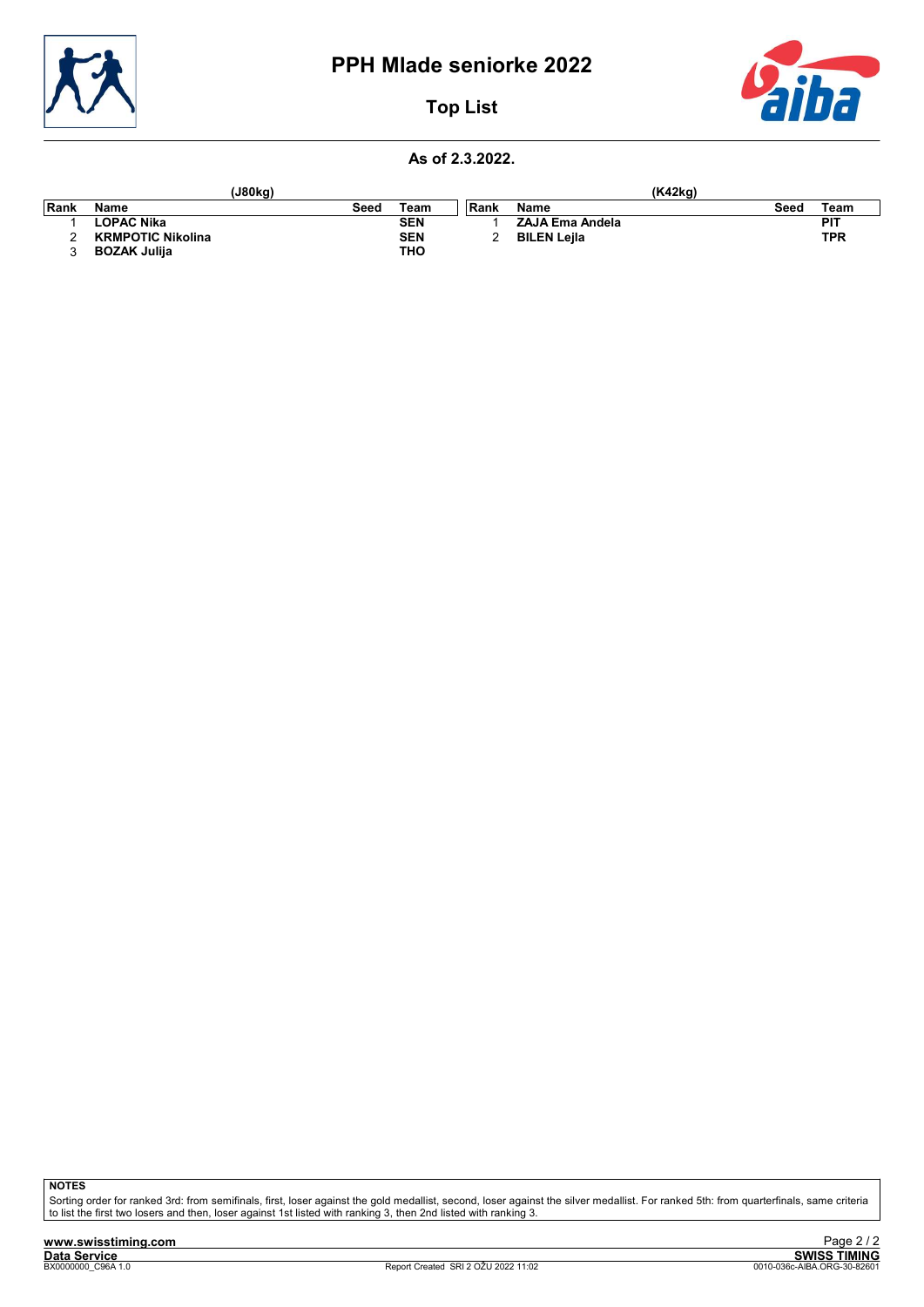# PPH Mlade seniorke 2022

## Top List

### As of 2.3.2022.

**(J80kg)**

| Rank | Name | Seed | Team |
|---|---|---|---|
| 1 | LOPAC Nika | | SEN |
| 2 | KRMPOTIC Nikolina | | SEN |
| 3 | BOZAK Julija | | THO |

**(K42kg)**

| Rank | Name | Seed | Team |
|---|---|---|---|
| 1 | ZAJA Ema Andela | | PIT |
| 2 | BILEN Lejla | | TPR |

**NOTES**

Sorting order for ranked 3rd: from semifinals, first, loser against the gold medallist, second, loser against the silver medallist. For ranked 5th: from quarterfinals, same criteria to list the first two losers and then, loser against 1st listed with ranking 3, then 2nd listed with ranking 3.

www.swisstiming.com
Data Service
BX0000000_C96A 1.0
Report Created SRI 2 OŽU 2022 11:02
SWISS TIMING
0010-036c-AIBA.ORG-30-82601